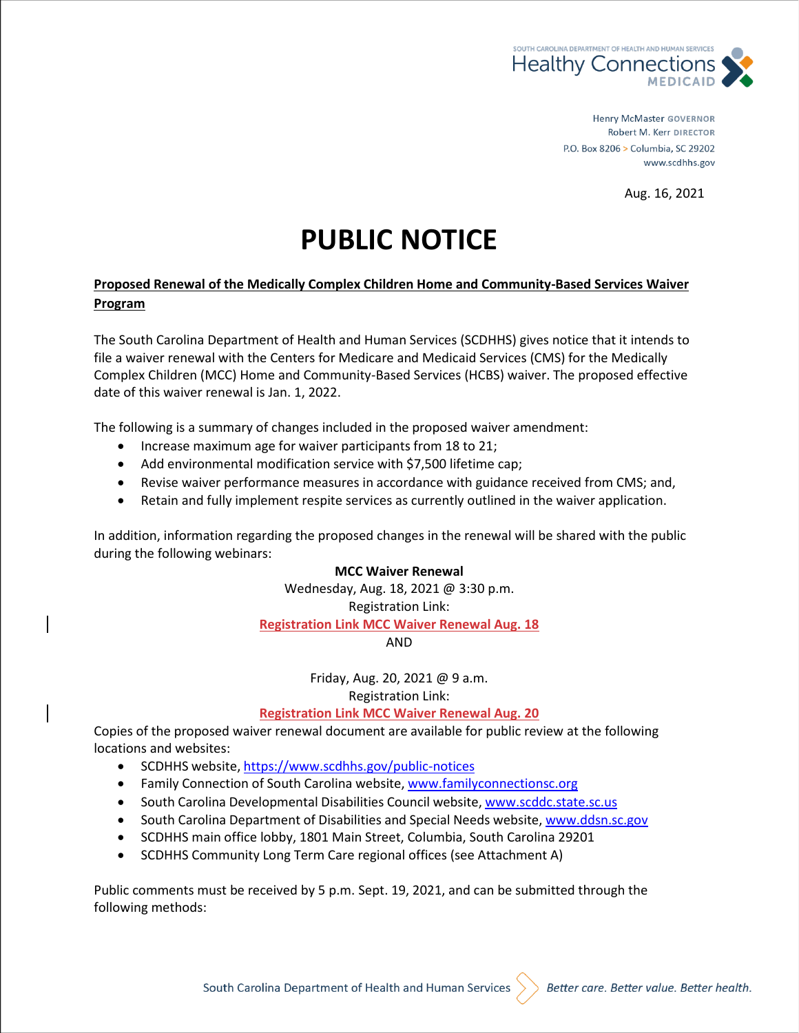SOUTH CAROLINA DEPARTMENT OF HEALTH AND HUMAN SERVICES
Healthy Connections
MEDICAID

Henry McMaster GOVERNOR
Robert M. Kerr DIRECTOR
P.O. Box 8206 > Columbia, SC 29202
www.scdhhs.gov

Aug. 16, 2021

# PUBLIC NOTICE

**Proposed Renewal of the Medically Complex Children Home and Community-Based Services Waiver Program**

The South Carolina Department of Health and Human Services (SCDHHS) gives notice that it intends to file a waiver renewal with the Centers for Medicare and Medicaid Services (CMS) for the Medically Complex Children (MCC) Home and Community-Based Services (HCBS) waiver. The proposed effective date of this waiver renewal is Jan. 1, 2022.

The following is a summary of changes included in the proposed waiver amendment:

- Increase maximum age for waiver participants from 18 to 21;
- Add environmental modification service with $7,500 lifetime cap;
- Revise waiver performance measures in accordance with guidance received from CMS; and,
- Retain and fully implement respite services as currently outlined in the waiver application.

In addition, information regarding the proposed changes in the renewal will be shared with the public during the following webinars:

**MCC Waiver Renewal**
Wednesday, Aug. 18, 2021 @ 3:30 p.m.
Registration Link:
Registration Link MCC Waiver Renewal Aug. 18
AND

Friday, Aug. 20, 2021 @ 9 a.m.
Registration Link:
Registration Link MCC Waiver Renewal Aug. 20

Copies of the proposed waiver renewal document are available for public review at the following locations and websites:

- SCDHHS website, https://www.scdhhs.gov/public-notices
- Family Connection of South Carolina website, www.familyconnectionsc.org
- South Carolina Developmental Disabilities Council website, www.scddc.state.sc.us
- South Carolina Department of Disabilities and Special Needs website, www.ddsn.sc.gov
- SCDHHS main office lobby, 1801 Main Street, Columbia, South Carolina 29201
- SCDHHS Community Long Term Care regional offices (see Attachment A)

Public comments must be received by 5 p.m. Sept. 19, 2021, and can be submitted through the following methods: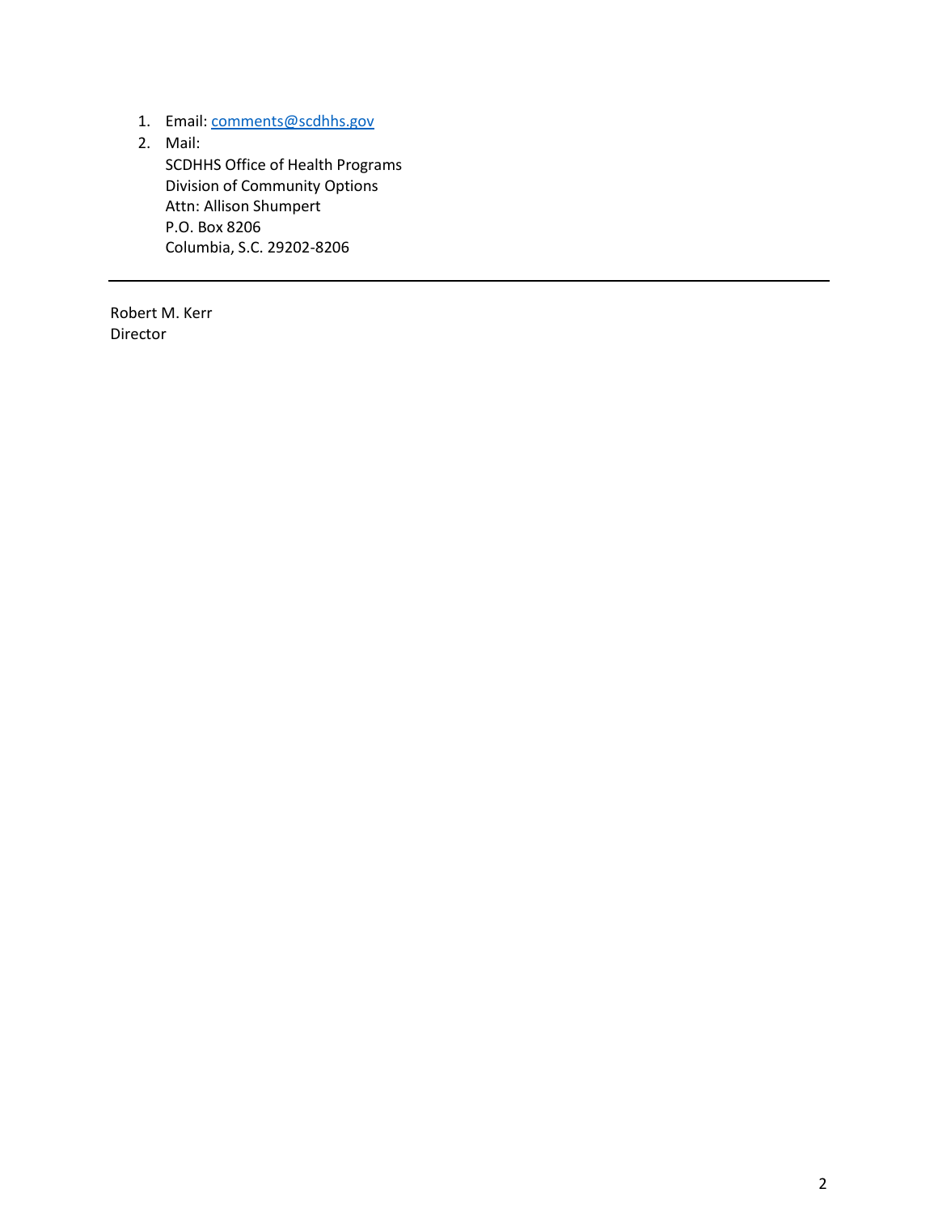1. Email: [comments@scdhhs.gov](mailto:comments@scdhhs.gov)
2. Mail:
   SCDHHS Office of Health Programs
   Division of Community Options
   Attn: Allison Shumpert
   P.O. Box 8206
   Columbia, S.C. 29202-8206

---

Robert M. Kerr
Director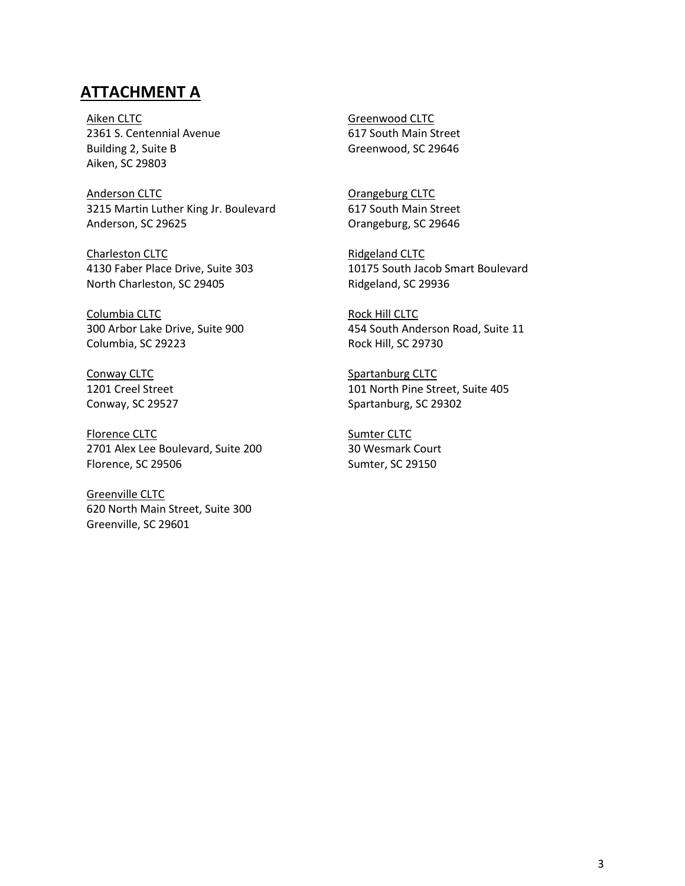## ATTACHMENT A

Aiken CLTC
2361 S. Centennial Avenue
Building 2, Suite B
Aiken, SC 29803

Anderson CLTC
3215 Martin Luther King Jr. Boulevard
Anderson, SC 29625

Charleston CLTC
4130 Faber Place Drive, Suite 303
North Charleston, SC 29405

Columbia CLTC
300 Arbor Lake Drive, Suite 900
Columbia, SC 29223

Conway CLTC
1201 Creel Street
Conway, SC 29527

Florence CLTC
2701 Alex Lee Boulevard, Suite 200
Florence, SC 29506

Greenville CLTC
620 North Main Street, Suite 300
Greenville, SC 29601

Greenwood CLTC
617 South Main Street
Greenwood, SC 29646

Orangeburg CLTC
617 South Main Street
Orangeburg, SC 29646

Ridgeland CLTC
10175 South Jacob Smart Boulevard
Ridgeland, SC 29936

Rock Hill CLTC
454 South Anderson Road, Suite 11
Rock Hill, SC 29730

Spartanburg CLTC
101 North Pine Street, Suite 405
Spartanburg, SC 29302

Sumter CLTC
30 Wesmark Court
Sumter, SC 29150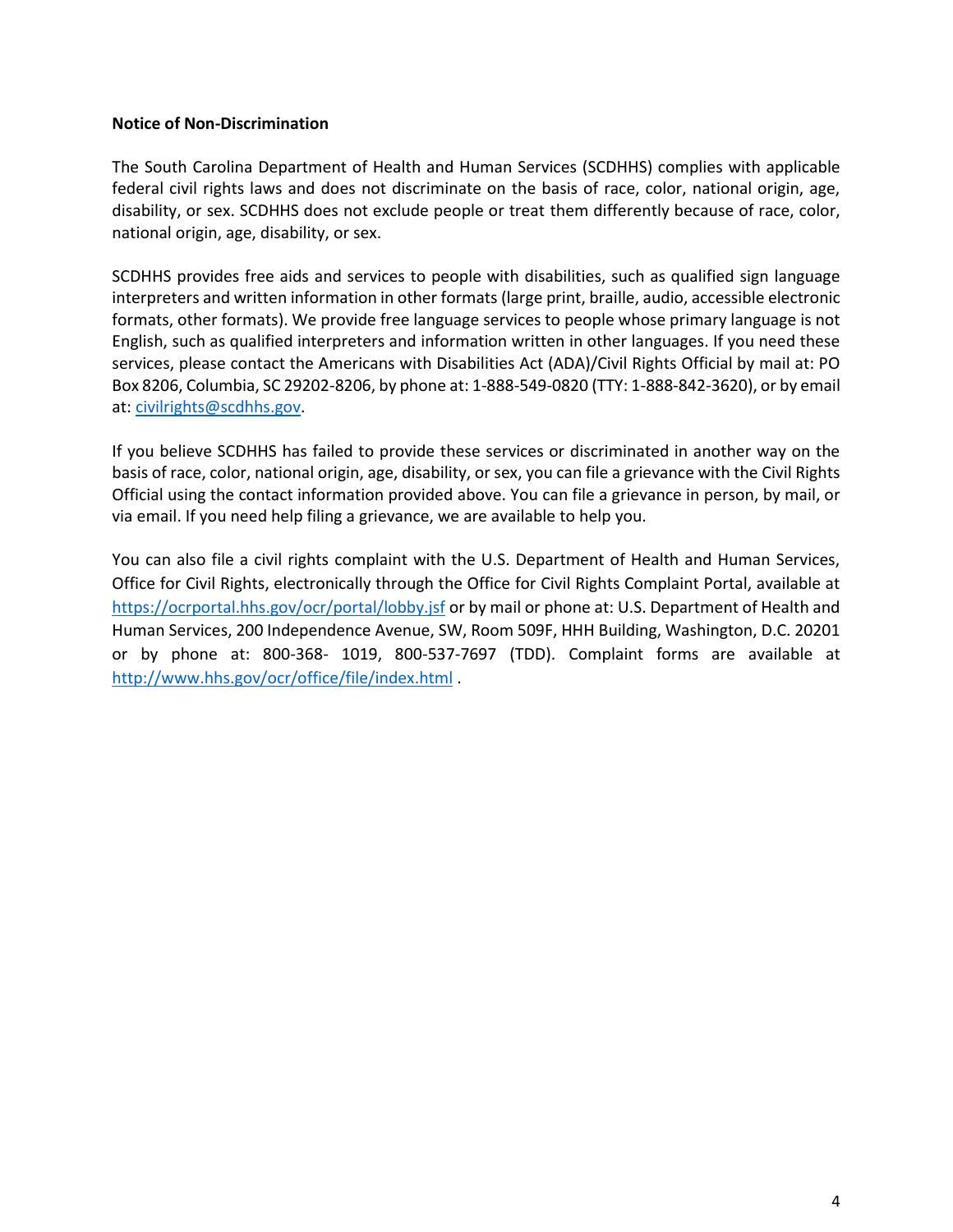**Notice of Non-Discrimination**

The South Carolina Department of Health and Human Services (SCDHHS) complies with applicable federal civil rights laws and does not discriminate on the basis of race, color, national origin, age, disability, or sex. SCDHHS does not exclude people or treat them differently because of race, color, national origin, age, disability, or sex.

SCDHHS provides free aids and services to people with disabilities, such as qualified sign language interpreters and written information in other formats (large print, braille, audio, accessible electronic formats, other formats). We provide free language services to people whose primary language is not English, such as qualified interpreters and information written in other languages. If you need these services, please contact the Americans with Disabilities Act (ADA)/Civil Rights Official by mail at: PO Box 8206, Columbia, SC 29202-8206, by phone at: 1-888-549-0820 (TTY: 1-888-842-3620), or by email at: civilrights@scdhhs.gov.

If you believe SCDHHS has failed to provide these services or discriminated in another way on the basis of race, color, national origin, age, disability, or sex, you can file a grievance with the Civil Rights Official using the contact information provided above. You can file a grievance in person, by mail, or via email. If you need help filing a grievance, we are available to help you.

You can also file a civil rights complaint with the U.S. Department of Health and Human Services, Office for Civil Rights, electronically through the Office for Civil Rights Complaint Portal, available at https://ocrportal.hhs.gov/ocr/portal/lobby.jsf or by mail or phone at: U.S. Department of Health and Human Services, 200 Independence Avenue, SW, Room 509F, HHH Building, Washington, D.C. 20201 or by phone at: 800-368- 1019, 800-537-7697 (TDD). Complaint forms are available at http://www.hhs.gov/ocr/office/file/index.html .